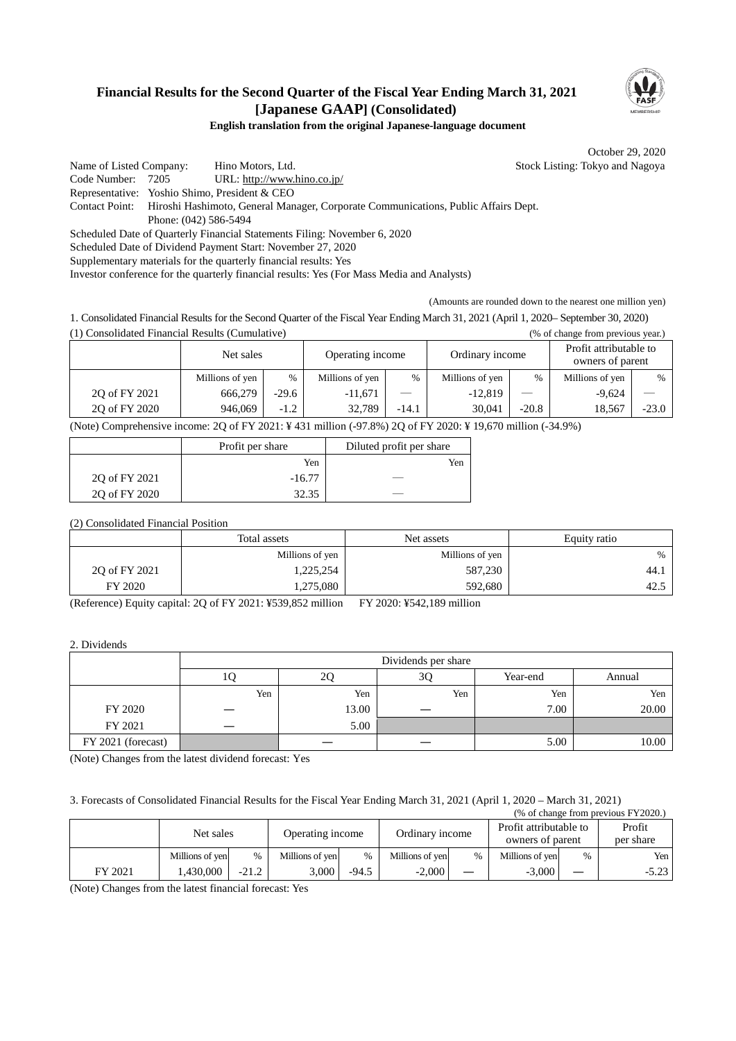# Financial Results for the Second Quarter of the Fiscal Year Ending March 31, 2021 [Japanese GAAP] (Consolidated)

**English translation from the original Japanese-language document**

October 29, 2020

Name of Listed Company: Hino Motors, Ltd. Stock Listing: Tokyo and Nagoya

Code Number: 7205 URL: http://www.hino.co.jp/

Representative: Yoshio Shimo, President & CEO

Contact Point: Hiroshi Hashimoto, General Manager, Corporate Communications, Public Affairs Dept.

Phone: (042) 586-5494

Scheduled Date of Quarterly Financial Statements Filing: November 6, 2020

Scheduled Date of Dividend Payment Start: November 27, 2020

Supplementary materials for the quarterly financial results: Yes

Investor conference for the quarterly financial results: Yes (For Mass Media and Analysts)

(Amounts are rounded down to the nearest one million yen)

1. Consolidated Financial Results for the Second Quarter of the Fiscal Year Ending March 31, 2021 (April 1, 2020– September 30, 2020)

(1) Consolidated Financial Results (Cumulative) (% of change from previous year.)

| | Net sales | | Operating income | | Ordinary income | | Profit attributable to owners of parent | |
|---|---|---|---|---|---|---|---|---|
| | Millions of yen | % | Millions of yen | % | Millions of yen | % | Millions of yen | % |
| 2Q of FY 2021 | 666,279 | -29.6 | -11,671 | — | -12,819 | — | -9,624 | — |
| 2Q of FY 2020 | 946,069 | -1.2 | 32,789 | -14.1 | 30,041 | -20.8 | 18,567 | -23.0 |

(Note) Comprehensive income: 2Q of FY 2021: ¥ 431 million (-97.8%) 2Q of FY 2020: ¥ 19,670 million (-34.9%)

| | Profit per share | Diluted profit per share |
|---|---|---|
| | Yen | Yen |
| 2Q of FY 2021 | -16.77 | — |
| 2Q of FY 2020 | 32.35 | — |

(2) Consolidated Financial Position

| | Total assets | Net assets | Equity ratio |
|---|---|---|---|
| | Millions of yen | Millions of yen | % |
| 2Q of FY 2021 | 1,225,254 | 587,230 | 44.1 |
| FY 2020 | 1,275,080 | 592,680 | 42.5 |

(Reference) Equity capital: 2Q of FY 2021: ¥539,852 million FY 2020: ¥542,189 million

2. Dividends

| | Dividends per share | | | | |
|---|---|---|---|---|---|
| | 1Q | 2Q | 3Q | Year-end | Annual |
| | Yen | Yen | Yen | Yen | Yen |
| FY 2020 | — | 13.00 | — | 7.00 | 20.00 |
| FY 2021 | — | 5.00 | | | |
| FY 2021 (forecast) | | — | — | 5.00 | 10.00 |

(Note) Changes from the latest dividend forecast: Yes

3. Forecasts of Consolidated Financial Results for the Fiscal Year Ending March 31, 2021 (April 1, 2020 – March 31, 2021)

(% of change from previous FY2020.)

| | Net sales | | Operating income | | Ordinary income | | Profit attributable to owners of parent | | Profit per share |
|---|---|---|---|---|---|---|---|---|---|
| | Millions of yen | % | Millions of yen | % | Millions of yen | % | Millions of yen | % | Yen |
| FY 2021 | 1,430,000 | -21.2 | 3,000 | -94.5 | -2,000 | — | -3,000 | — | -5.23 |

(Note) Changes from the latest financial forecast: Yes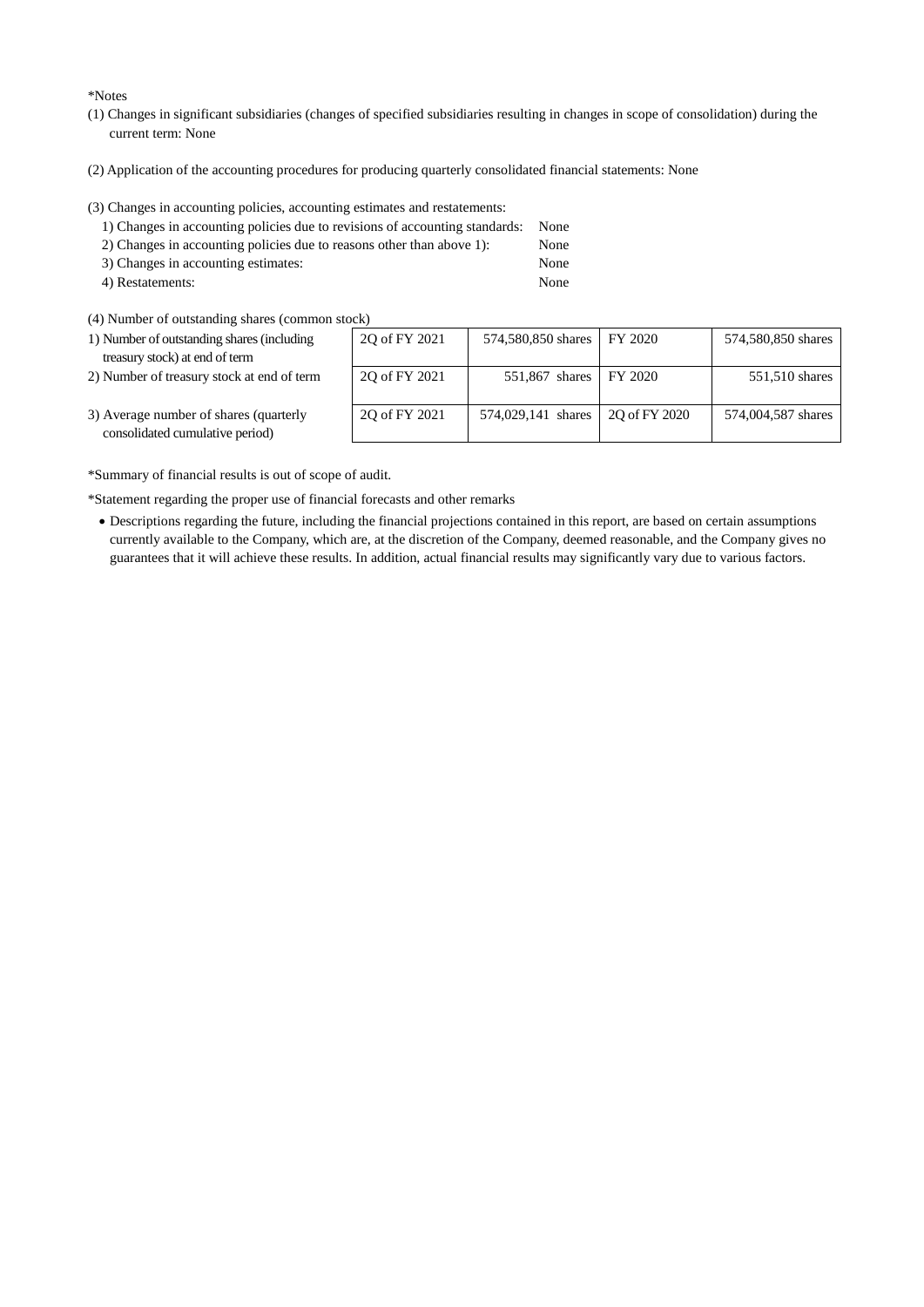*Notes

(1) Changes in significant subsidiaries (changes of specified subsidiaries resulting in changes in scope of consolidation) during the current term: None

(2) Application of the accounting procedures for producing quarterly consolidated financial statements: None

(3) Changes in accounting policies, accounting estimates and restatements:

1) Changes in accounting policies due to revisions of accounting standards: None
2) Changes in accounting policies due to reasons other than above 1): None
3) Changes in accounting estimates: None
4) Restatements: None

(4) Number of outstanding shares (common stock)

| | | | | |
|---|---|---|---|---|
| 1) Number of outstanding shares (including treasury stock) at end of term | 2Q of FY 2021 | 574,580,850 shares | FY 2020 | 574,580,850 shares |
| 2) Number of treasury stock at end of term | 2Q of FY 2021 | 551,867 shares | FY 2020 | 551,510 shares |
| 3) Average number of shares (quarterly consolidated cumulative period) | 2Q of FY 2021 | 574,029,141 shares | 2Q of FY 2020 | 574,004,587 shares |

*Summary of financial results is out of scope of audit.

*Statement regarding the proper use of financial forecasts and other remarks

- Descriptions regarding the future, including the financial projections contained in this report, are based on certain assumptions currently available to the Company, which are, at the discretion of the Company, deemed reasonable, and the Company gives no guarantees that it will achieve these results. In addition, actual financial results may significantly vary due to various factors.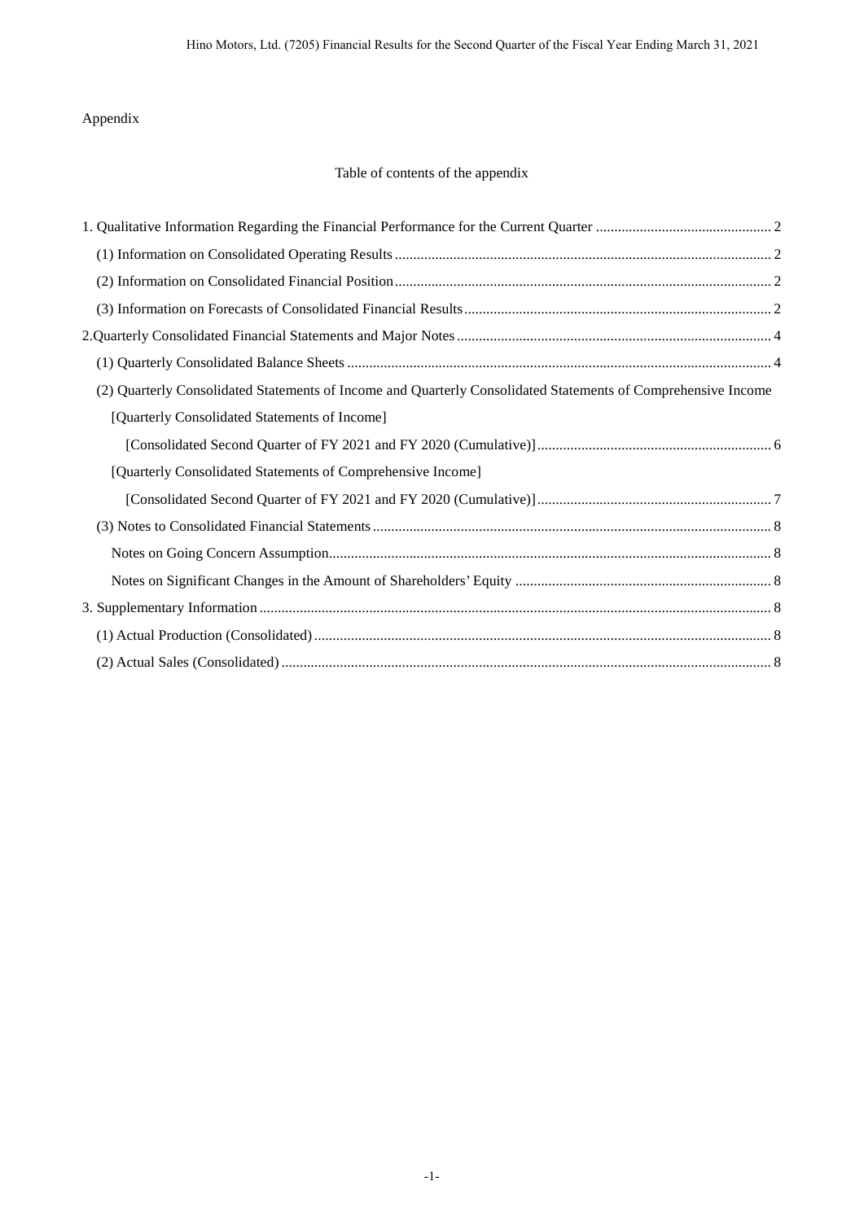Appendix

Table of contents of the appendix

1. Qualitative Information Regarding the Financial Performance for the Current Quarter ... 2
   - (1) Information on Consolidated Operating Results ... 2
   - (2) Information on Consolidated Financial Position ... 2
   - (3) Information on Forecasts of Consolidated Financial Results ... 2
2. Quarterly Consolidated Financial Statements and Major Notes ... 4
   - (1) Quarterly Consolidated Balance Sheets ... 4
   - (2) Quarterly Consolidated Statements of Income and Quarterly Consolidated Statements of Comprehensive Income
     - [Quarterly Consolidated Statements of Income]
       - [Consolidated Second Quarter of FY 2021 and FY 2020 (Cumulative)] ... 6
     - [Quarterly Consolidated Statements of Comprehensive Income]
       - [Consolidated Second Quarter of FY 2021 and FY 2020 (Cumulative)] ... 7
   - (3) Notes to Consolidated Financial Statements ... 8
     - Notes on Going Concern Assumption ... 8
     - Notes on Significant Changes in the Amount of Shareholders' Equity ... 8
3. Supplementary Information ... 8
   - (1) Actual Production (Consolidated) ... 8
   - (2) Actual Sales (Consolidated) ... 8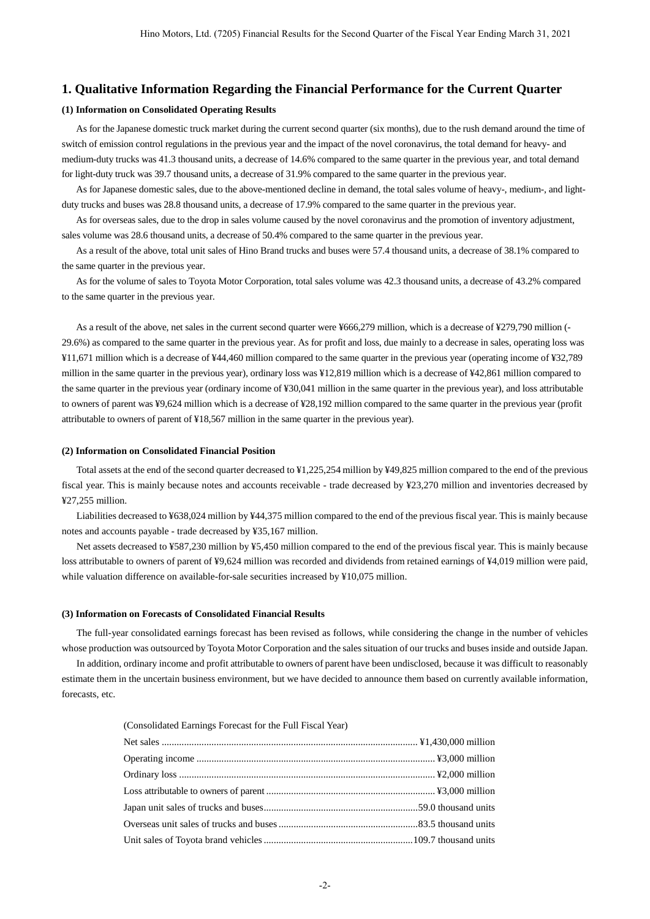## 1. Qualitative Information Regarding the Financial Performance for the Current Quarter

### (1) Information on Consolidated Operating Results

As for the Japanese domestic truck market during the current second quarter (six months), due to the rush demand around the time of switch of emission control regulations in the previous year and the impact of the novel coronavirus, the total demand for heavy- and medium-duty trucks was 41.3 thousand units, a decrease of 14.6% compared to the same quarter in the previous year, and total demand for light-duty truck was 39.7 thousand units, a decrease of 31.9% compared to the same quarter in the previous year.

As for Japanese domestic sales, due to the above-mentioned decline in demand, the total sales volume of heavy-, medium-, and light-duty trucks and buses was 28.8 thousand units, a decrease of 17.9% compared to the same quarter in the previous year.

As for overseas sales, due to the drop in sales volume caused by the novel coronavirus and the promotion of inventory adjustment, sales volume was 28.6 thousand units, a decrease of 50.4% compared to the same quarter in the previous year.

As a result of the above, total unit sales of Hino Brand trucks and buses were 57.4 thousand units, a decrease of 38.1% compared to the same quarter in the previous year.

As for the volume of sales to Toyota Motor Corporation, total sales volume was 42.3 thousand units, a decrease of 43.2% compared to the same quarter in the previous year.

As a result of the above, net sales in the current second quarter were ¥666,279 million, which is a decrease of ¥279,790 million (-29.6%) as compared to the same quarter in the previous year. As for profit and loss, due mainly to a decrease in sales, operating loss was ¥11,671 million which is a decrease of ¥44,460 million compared to the same quarter in the previous year (operating income of ¥32,789 million in the same quarter in the previous year), ordinary loss was ¥12,819 million which is a decrease of ¥42,861 million compared to the same quarter in the previous year (ordinary income of ¥30,041 million in the same quarter in the previous year), and loss attributable to owners of parent was ¥9,624 million which is a decrease of ¥28,192 million compared to the same quarter in the previous year (profit attributable to owners of parent of ¥18,567 million in the same quarter in the previous year).

### (2) Information on Consolidated Financial Position

Total assets at the end of the second quarter decreased to ¥1,225,254 million by ¥49,825 million compared to the end of the previous fiscal year. This is mainly because notes and accounts receivable - trade decreased by ¥23,270 million and inventories decreased by ¥27,255 million.

Liabilities decreased to ¥638,024 million by ¥44,375 million compared to the end of the previous fiscal year. This is mainly because notes and accounts payable - trade decreased by ¥35,167 million.

Net assets decreased to ¥587,230 million by ¥5,450 million compared to the end of the previous fiscal year. This is mainly because loss attributable to owners of parent of ¥9,624 million was recorded and dividends from retained earnings of ¥4,019 million were paid, while valuation difference on available-for-sale securities increased by ¥10,075 million.

### (3) Information on Forecasts of Consolidated Financial Results

The full-year consolidated earnings forecast has been revised as follows, while considering the change in the number of vehicles whose production was outsourced by Toyota Motor Corporation and the sales situation of our trucks and buses inside and outside Japan.

In addition, ordinary income and profit attributable to owners of parent have been undisclosed, because it was difficult to reasonably estimate them in the uncertain business environment, but we have decided to announce them based on currently available information, forecasts, etc.

(Consolidated Earnings Forecast for the Full Fiscal Year)

| | |
|---|---|
| Net sales | ¥1,430,000 million |
| Operating income | ¥3,000 million |
| Ordinary loss | ¥2,000 million |
| Loss attributable to owners of parent | ¥3,000 million |
| Japan unit sales of trucks and buses | 59.0 thousand units |
| Overseas unit sales of trucks and buses | 83.5 thousand units |
| Unit sales of Toyota brand vehicles | 109.7 thousand units |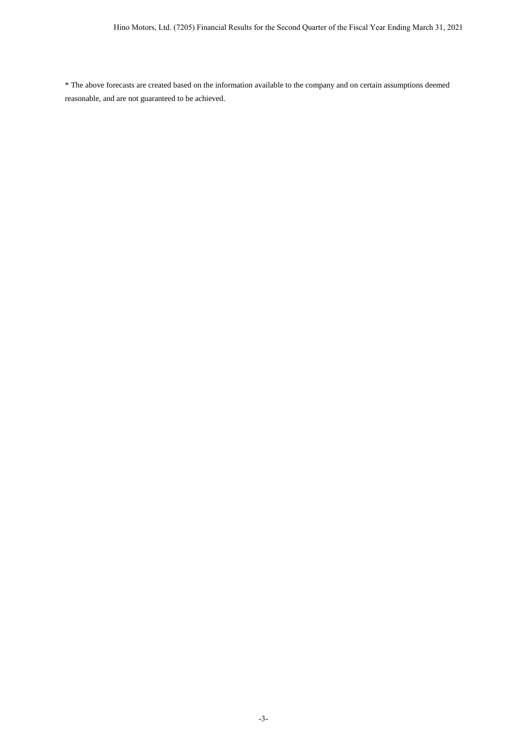* The above forecasts are created based on the information available to the company and on certain assumptions deemed reasonable, and are not guaranteed to be achieved.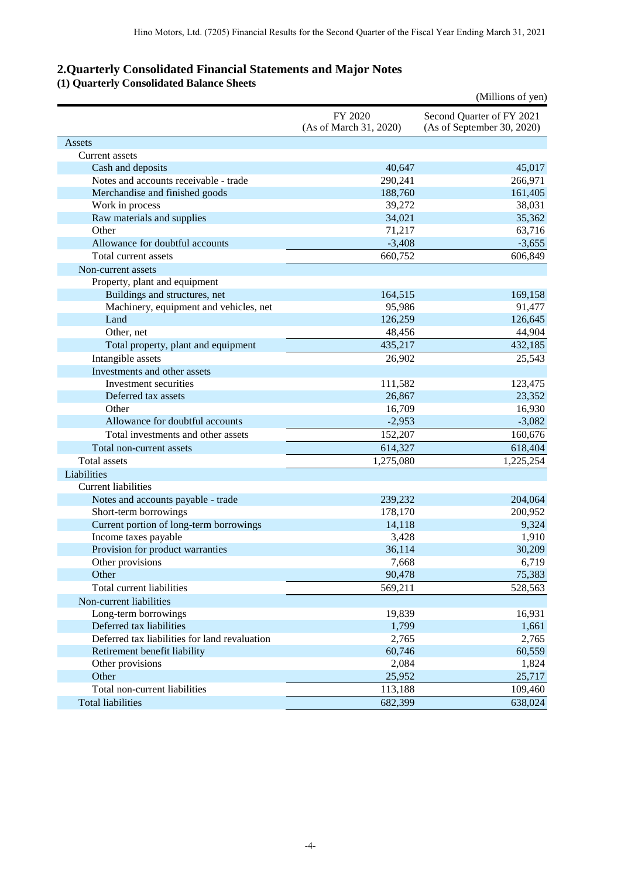## 2.Quarterly Consolidated Financial Statements and Major Notes

### (1) Quarterly Consolidated Balance Sheets

(Millions of yen)

| | FY 2020 (As of March 31, 2020) | Second Quarter of FY 2021 (As of September 30, 2020) |
|---|---|---|
| Assets | | |
| Current assets | | |
| Cash and deposits | 40,647 | 45,017 |
| Notes and accounts receivable - trade | 290,241 | 266,971 |
| Merchandise and finished goods | 188,760 | 161,405 |
| Work in process | 39,272 | 38,031 |
| Raw materials and supplies | 34,021 | 35,362 |
| Other | 71,217 | 63,716 |
| Allowance for doubtful accounts | -3,408 | -3,655 |
| Total current assets | 660,752 | 606,849 |
| Non-current assets | | |
| Property, plant and equipment | | |
| Buildings and structures, net | 164,515 | 169,158 |
| Machinery, equipment and vehicles, net | 95,986 | 91,477 |
| Land | 126,259 | 126,645 |
| Other, net | 48,456 | 44,904 |
| Total property, plant and equipment | 435,217 | 432,185 |
| Intangible assets | 26,902 | 25,543 |
| Investments and other assets | | |
| Investment securities | 111,582 | 123,475 |
| Deferred tax assets | 26,867 | 23,352 |
| Other | 16,709 | 16,930 |
| Allowance for doubtful accounts | -2,953 | -3,082 |
| Total investments and other assets | 152,207 | 160,676 |
| Total non-current assets | 614,327 | 618,404 |
| Total assets | 1,275,080 | 1,225,254 |
| Liabilities | | |
| Current liabilities | | |
| Notes and accounts payable - trade | 239,232 | 204,064 |
| Short-term borrowings | 178,170 | 200,952 |
| Current portion of long-term borrowings | 14,118 | 9,324 |
| Income taxes payable | 3,428 | 1,910 |
| Provision for product warranties | 36,114 | 30,209 |
| Other provisions | 7,668 | 6,719 |
| Other | 90,478 | 75,383 |
| Total current liabilities | 569,211 | 528,563 |
| Non-current liabilities | | |
| Long-term borrowings | 19,839 | 16,931 |
| Deferred tax liabilities | 1,799 | 1,661 |
| Deferred tax liabilities for land revaluation | 2,765 | 2,765 |
| Retirement benefit liability | 60,746 | 60,559 |
| Other provisions | 2,084 | 1,824 |
| Other | 25,952 | 25,717 |
| Total non-current liabilities | 113,188 | 109,460 |
| Total liabilities | 682,399 | 638,024 |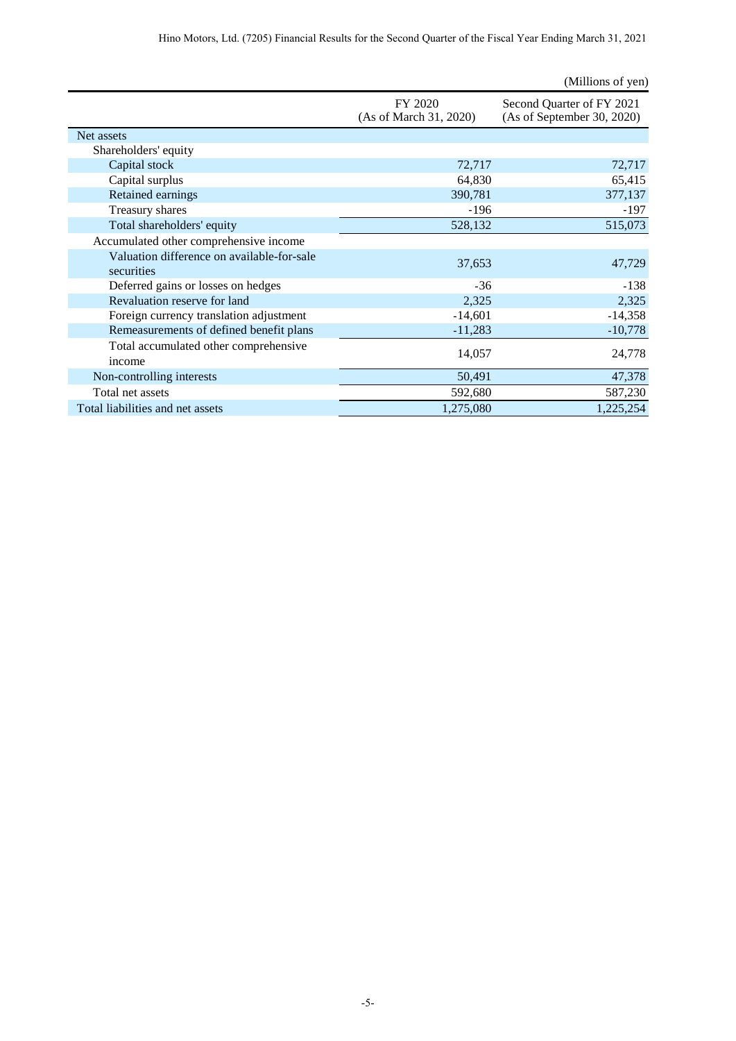(Millions of yen)

| | FY 2020 (As of March 31, 2020) | Second Quarter of FY 2021 (As of September 30, 2020) |
|---|---|---|
| Net assets | | |
| Shareholders' equity | | |
| Capital stock | 72,717 | 72,717 |
| Capital surplus | 64,830 | 65,415 |
| Retained earnings | 390,781 | 377,137 |
| Treasury shares | -196 | -197 |
| Total shareholders' equity | 528,132 | 515,073 |
| Accumulated other comprehensive income | | |
| Valuation difference on available-for-sale securities | 37,653 | 47,729 |
| Deferred gains or losses on hedges | -36 | -138 |
| Revaluation reserve for land | 2,325 | 2,325 |
| Foreign currency translation adjustment | -14,601 | -14,358 |
| Remeasurements of defined benefit plans | -11,283 | -10,778 |
| Total accumulated other comprehensive income | 14,057 | 24,778 |
| Non-controlling interests | 50,491 | 47,378 |
| Total net assets | 592,680 | 587,230 |
| Total liabilities and net assets | 1,275,080 | 1,225,254 |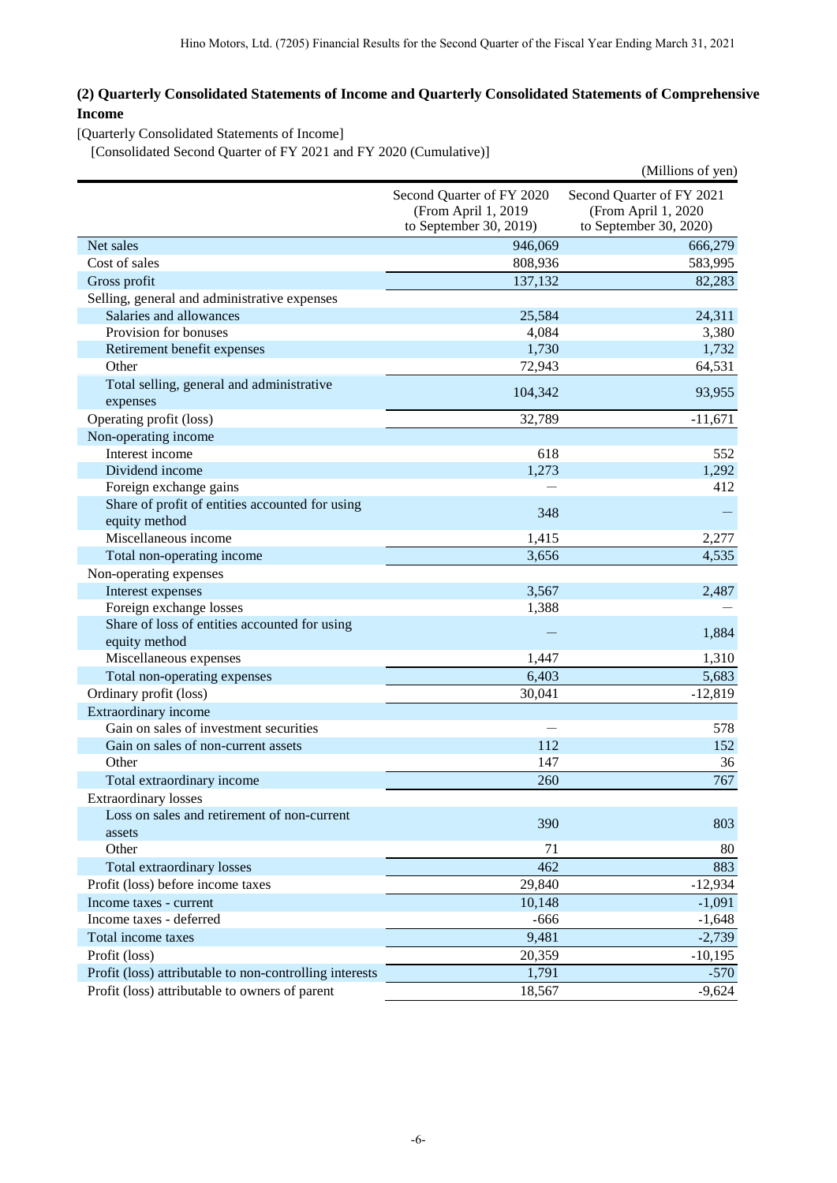### (2) Quarterly Consolidated Statements of Income and Quarterly Consolidated Statements of Comprehensive Income

[Quarterly Consolidated Statements of Income]

[Consolidated Second Quarter of FY 2021 and FY 2020 (Cumulative)]

(Millions of yen)

| | Second Quarter of FY 2020 (From April 1, 2019 to September 30, 2019) | Second Quarter of FY 2021 (From April 1, 2020 to September 30, 2020) |
|---|---|---|
| Net sales | 946,069 | 666,279 |
| Cost of sales | 808,936 | 583,995 |
| Gross profit | 137,132 | 82,283 |
| Selling, general and administrative expenses | | |
| Salaries and allowances | 25,584 | 24,311 |
| Provision for bonuses | 4,084 | 3,380 |
| Retirement benefit expenses | 1,730 | 1,732 |
| Other | 72,943 | 64,531 |
| Total selling, general and administrative expenses | 104,342 | 93,955 |
| Operating profit (loss) | 32,789 | -11,671 |
| Non-operating income | | |
| Interest income | 618 | 552 |
| Dividend income | 1,273 | 1,292 |
| Foreign exchange gains | — | 412 |
| Share of profit of entities accounted for using equity method | 348 | — |
| Miscellaneous income | 1,415 | 2,277 |
| Total non-operating income | 3,656 | 4,535 |
| Non-operating expenses | | |
| Interest expenses | 3,567 | 2,487 |
| Foreign exchange losses | 1,388 | — |
| Share of loss of entities accounted for using equity method | — | 1,884 |
| Miscellaneous expenses | 1,447 | 1,310 |
| Total non-operating expenses | 6,403 | 5,683 |
| Ordinary profit (loss) | 30,041 | -12,819 |
| Extraordinary income | | |
| Gain on sales of investment securities | — | 578 |
| Gain on sales of non-current assets | 112 | 152 |
| Other | 147 | 36 |
| Total extraordinary income | 260 | 767 |
| Extraordinary losses | | |
| Loss on sales and retirement of non-current assets | 390 | 803 |
| Other | 71 | 80 |
| Total extraordinary losses | 462 | 883 |
| Profit (loss) before income taxes | 29,840 | -12,934 |
| Income taxes - current | 10,148 | -1,091 |
| Income taxes - deferred | -666 | -1,648 |
| Total income taxes | 9,481 | -2,739 |
| Profit (loss) | 20,359 | -10,195 |
| Profit (loss) attributable to non-controlling interests | 1,791 | -570 |
| Profit (loss) attributable to owners of parent | 18,567 | -9,624 |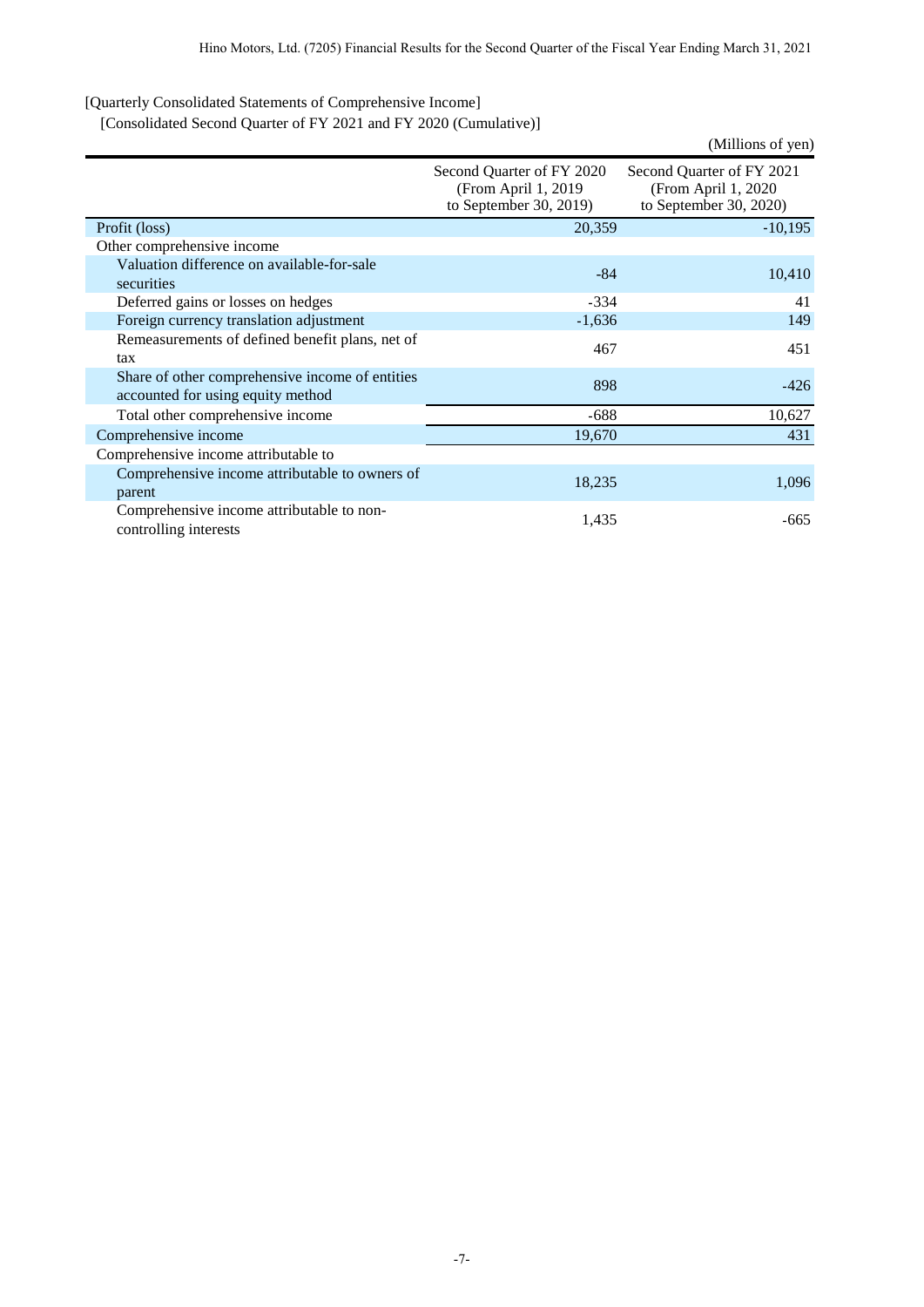[Quarterly Consolidated Statements of Comprehensive Income]

[Consolidated Second Quarter of FY 2021 and FY 2020 (Cumulative)]

(Millions of yen)

| | Second Quarter of FY 2020 (From April 1, 2019 to September 30, 2019) | Second Quarter of FY 2021 (From April 1, 2020 to September 30, 2020) |
|---|---|---|
| Profit (loss) | 20,359 | -10,195 |
| Other comprehensive income | | |
| Valuation difference on available-for-sale securities | -84 | 10,410 |
| Deferred gains or losses on hedges | -334 | 41 |
| Foreign currency translation adjustment | -1,636 | 149 |
| Remeasurements of defined benefit plans, net of tax | 467 | 451 |
| Share of other comprehensive income of entities accounted for using equity method | 898 | -426 |
| Total other comprehensive income | -688 | 10,627 |
| Comprehensive income | 19,670 | 431 |
| Comprehensive income attributable to | | |
| Comprehensive income attributable to owners of parent | 18,235 | 1,096 |
| Comprehensive income attributable to non-controlling interests | 1,435 | -665 |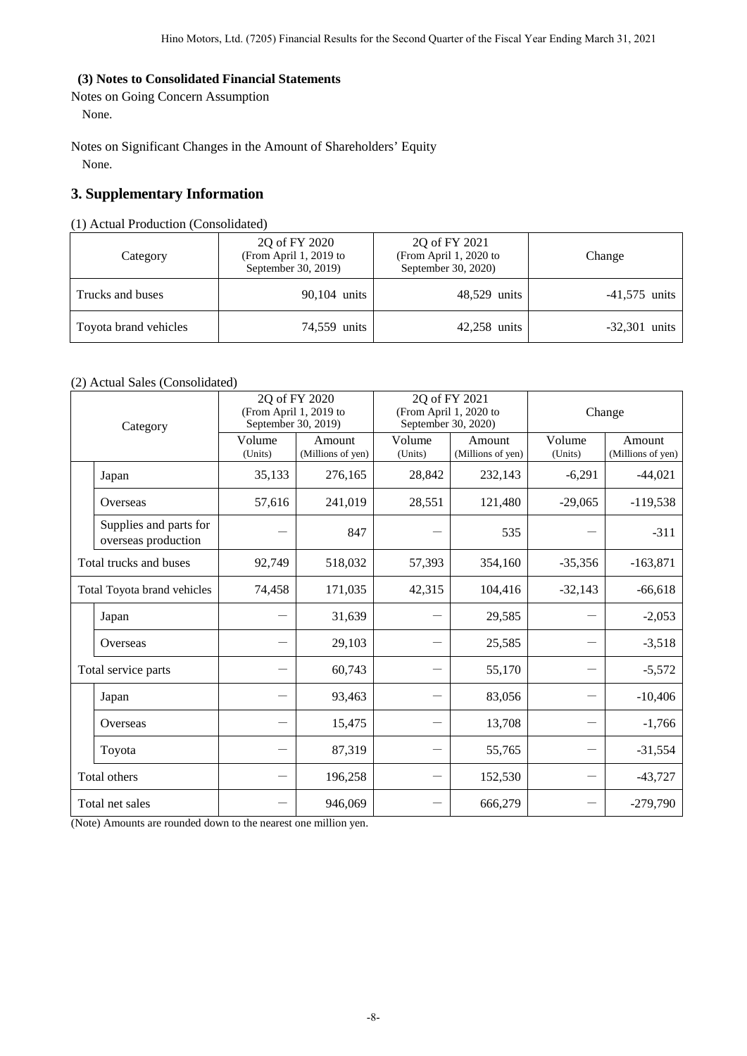**(3) Notes to Consolidated Financial Statements**

Notes on Going Concern Assumption

None.

Notes on Significant Changes in the Amount of Shareholders' Equity

None.

## 3. Supplementary Information

(1) Actual Production (Consolidated)

| Category | 2Q of FY 2020 (From April 1, 2019 to September 30, 2019) | 2Q of FY 2021 (From April 1, 2020 to September 30, 2020) | Change |
|---|---|---|---|
| Trucks and buses | 90,104 units | 48,529 units | -41,575 units |
| Toyota brand vehicles | 74,559 units | 42,258 units | -32,301 units |

(2) Actual Sales (Consolidated)

| Category | | 2Q of FY 2020 (From April 1, 2019 to September 30, 2019) | | 2Q of FY 2021 (From April 1, 2020 to September 30, 2020) | | Change | |
|---|---|---|---|---|---|---|---|
| | | Volume (Units) | Amount (Millions of yen) | Volume (Units) | Amount (Millions of yen) | Volume (Units) | Amount (Millions of yen) |
| | Japan | 35,133 | 276,165 | 28,842 | 232,143 | -6,291 | -44,021 |
| | Overseas | 57,616 | 241,019 | 28,551 | 121,480 | -29,065 | -119,538 |
| | Supplies and parts for overseas production | － | 847 | － | 535 | － | -311 |
| Total trucks and buses | | 92,749 | 518,032 | 57,393 | 354,160 | -35,356 | -163,871 |
| Total Toyota brand vehicles | | 74,458 | 171,035 | 42,315 | 104,416 | -32,143 | -66,618 |
| | Japan | － | 31,639 | － | 29,585 | － | -2,053 |
| | Overseas | － | 29,103 | － | 25,585 | － | -3,518 |
| Total service parts | | － | 60,743 | － | 55,170 | － | -5,572 |
| | Japan | － | 93,463 | － | 83,056 | － | -10,406 |
| | Overseas | － | 15,475 | － | 13,708 | － | -1,766 |
| | Toyota | － | 87,319 | － | 55,765 | － | -31,554 |
| Total others | | － | 196,258 | － | 152,530 | － | -43,727 |
| Total net sales | | － | 946,069 | － | 666,279 | － | -279,790 |

(Note) Amounts are rounded down to the nearest one million yen.